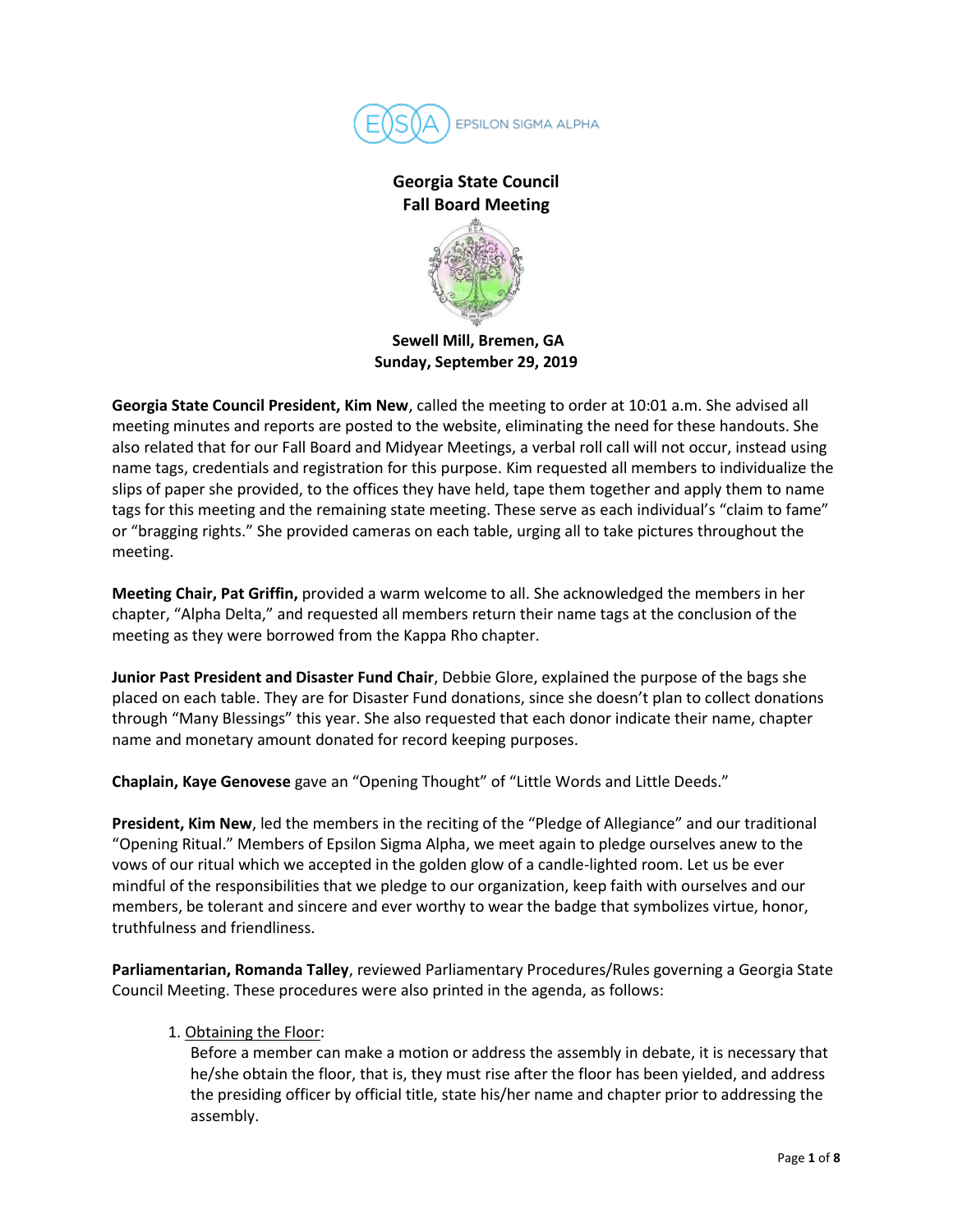EPSILON SIGMA ALPHA

# Georgia State Council
## Fall Board Meeting

**Sewell Mill, Bremen, GA**
**Sunday, September 29, 2019**

**Georgia State Council President, Kim New**, called the meeting to order at 10:01 a.m. She advised all meeting minutes and reports are posted to the website, eliminating the need for these handouts. She also related that for our Fall Board and Midyear Meetings, a verbal roll call will not occur, instead using name tags, credentials and registration for this purpose. Kim requested all members to individualize the slips of paper she provided, to the offices they have held, tape them together and apply them to name tags for this meeting and the remaining state meeting. These serve as each individual's "claim to fame" or "bragging rights." She provided cameras on each table, urging all to take pictures throughout the meeting.

**Meeting Chair, Pat Griffin,** provided a warm welcome to all. She acknowledged the members in her chapter, "Alpha Delta," and requested all members return their name tags at the conclusion of the meeting as they were borrowed from the Kappa Rho chapter.

**Junior Past President and Disaster Fund Chair**, Debbie Glore, explained the purpose of the bags she placed on each table. They are for Disaster Fund donations, since she doesn't plan to collect donations through "Many Blessings" this year. She also requested that each donor indicate their name, chapter name and monetary amount donated for record keeping purposes.

**Chaplain, Kaye Genovese** gave an "Opening Thought" of "Little Words and Little Deeds."

**President, Kim New**, led the members in the reciting of the "Pledge of Allegiance" and our traditional "Opening Ritual." Members of Epsilon Sigma Alpha, we meet again to pledge ourselves anew to the vows of our ritual which we accepted in the golden glow of a candle-lighted room. Let us be ever mindful of the responsibilities that we pledge to our organization, keep faith with ourselves and our members, be tolerant and sincere and ever worthy to wear the badge that symbolizes virtue, honor, truthfulness and friendliness.

**Parliamentarian, Romanda Talley**, reviewed Parliamentary Procedures/Rules governing a Georgia State Council Meeting. These procedures were also printed in the agenda, as follows:

1. Obtaining the Floor:
   Before a member can make a motion or address the assembly in debate, it is necessary that he/she obtain the floor, that is, they must rise after the floor has been yielded, and address the presiding officer by official title, state his/her name and chapter prior to addressing the assembly.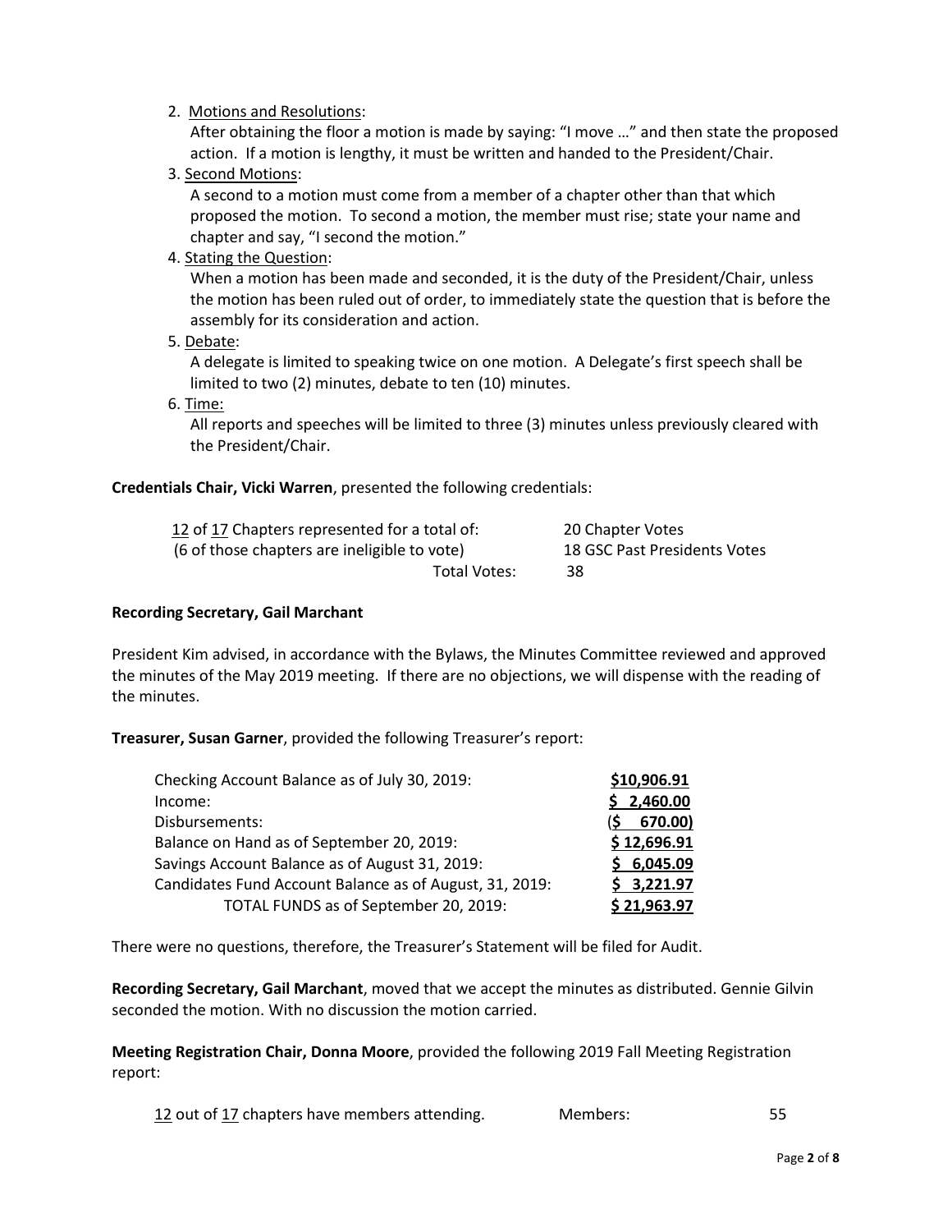2. Motions and Resolutions:
   After obtaining the floor a motion is made by saying: "I move …" and then state the proposed action. If a motion is lengthy, it must be written and handed to the President/Chair.
3. Second Motions:
   A second to a motion must come from a member of a chapter other than that which proposed the motion. To second a motion, the member must rise; state your name and chapter and say, "I second the motion."
4. Stating the Question:
   When a motion has been made and seconded, it is the duty of the President/Chair, unless the motion has been ruled out of order, to immediately state the question that is before the assembly for its consideration and action.
5. Debate:
   A delegate is limited to speaking twice on one motion. A Delegate's first speech shall be limited to two (2) minutes, debate to ten (10) minutes.
6. Time:
   All reports and speeches will be limited to three (3) minutes unless previously cleared with the President/Chair.

**Credentials Chair, Vicki Warren**, presented the following credentials:

| | |
|---|---|
| 12 of 17 Chapters represented for a total of: | 20 Chapter Votes |
| (6 of those chapters are ineligible to vote) | 18 GSC Past Presidents Votes |
| Total Votes: | 38 |

**Recording Secretary, Gail Marchant**

President Kim advised, in accordance with the Bylaws, the Minutes Committee reviewed and approved the minutes of the May 2019 meeting. If there are no objections, we will dispense with the reading of the minutes.

**Treasurer, Susan Garner**, provided the following Treasurer's report:

| | |
|---|---|
| Checking Account Balance as of July 30, 2019: | **$10,906.91** |
| Income: | **$ 2,460.00** |
| Disbursements: | **($ 670.00)** |
| Balance on Hand as of September 20, 2019: | **$ 12,696.91** |
| Savings Account Balance as of August 31, 2019: | **$ 6,045.09** |
| Candidates Fund Account Balance as of August, 31, 2019: | **$ 3,221.97** |
| TOTAL FUNDS as of September 20, 2019: | **$ 21,963.97** |

There were no questions, therefore, the Treasurer's Statement will be filed for Audit.

**Recording Secretary, Gail Marchant**, moved that we accept the minutes as distributed. Gennie Gilvin seconded the motion. With no discussion the motion carried.

**Meeting Registration Chair, Donna Moore**, provided the following 2019 Fall Meeting Registration report:

| | | |
|---|---|---|
| 12 out of 17 chapters have members attending. | Members: | 55 |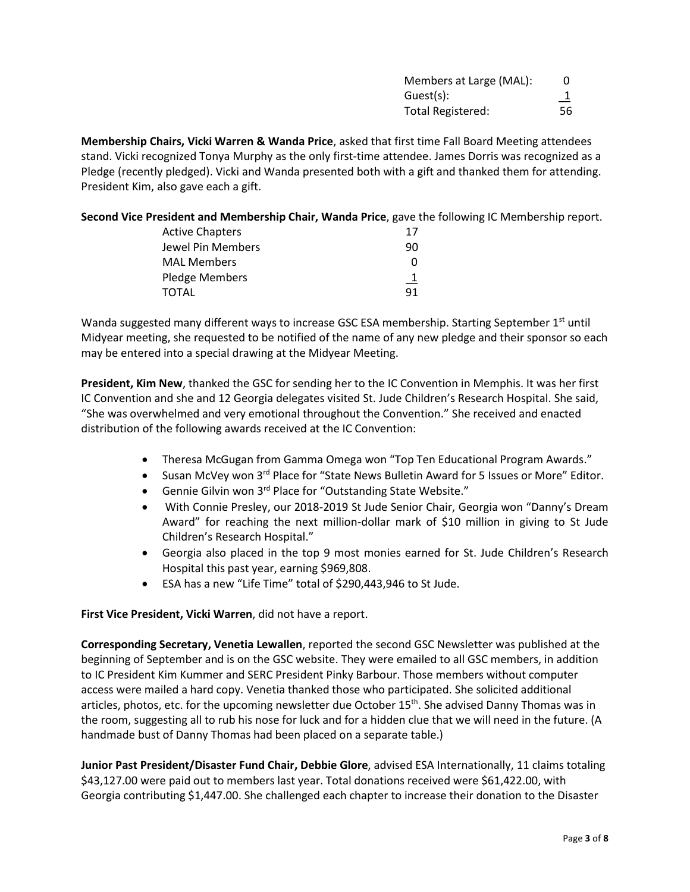| | |
|---|---|
| Members at Large (MAL): | 0 |
| Guest(s): | 1 |
| Total Registered: | 56 |

**Membership Chairs, Vicki Warren & Wanda Price**, asked that first time Fall Board Meeting attendees stand. Vicki recognized Tonya Murphy as the only first-time attendee. James Dorris was recognized as a Pledge (recently pledged). Vicki and Wanda presented both with a gift and thanked them for attending. President Kim, also gave each a gift.

**Second Vice President and Membership Chair, Wanda Price**, gave the following IC Membership report.

| | |
|---|---|
| Active Chapters | 17 |
| Jewel Pin Members | 90 |
| MAL Members | 0 |
| Pledge Members | 1 |
| TOTAL | 91 |

Wanda suggested many different ways to increase GSC ESA membership. Starting September 1st until Midyear meeting, she requested to be notified of the name of any new pledge and their sponsor so each may be entered into a special drawing at the Midyear Meeting.

**President, Kim New**, thanked the GSC for sending her to the IC Convention in Memphis. It was her first IC Convention and she and 12 Georgia delegates visited St. Jude Children's Research Hospital. She said, "She was overwhelmed and very emotional throughout the Convention." She received and enacted distribution of the following awards received at the IC Convention:

- Theresa McGugan from Gamma Omega won "Top Ten Educational Program Awards."
- Susan McVey won 3rd Place for "State News Bulletin Award for 5 Issues or More" Editor.
- Gennie Gilvin won 3rd Place for "Outstanding State Website."
- With Connie Presley, our 2018-2019 St Jude Senior Chair, Georgia won "Danny's Dream Award" for reaching the next million-dollar mark of $10 million in giving to St Jude Children's Research Hospital."
- Georgia also placed in the top 9 most monies earned for St. Jude Children's Research Hospital this past year, earning $969,808.
- ESA has a new "Life Time" total of $290,443,946 to St Jude.

**First Vice President, Vicki Warren**, did not have a report.

**Corresponding Secretary, Venetia Lewallen**, reported the second GSC Newsletter was published at the beginning of September and is on the GSC website. They were emailed to all GSC members, in addition to IC President Kim Kummer and SERC President Pinky Barbour. Those members without computer access were mailed a hard copy. Venetia thanked those who participated. She solicited additional articles, photos, etc. for the upcoming newsletter due October 15th. She advised Danny Thomas was in the room, suggesting all to rub his nose for luck and for a hidden clue that we will need in the future. (A handmade bust of Danny Thomas had been placed on a separate table.)

**Junior Past President/Disaster Fund Chair, Debbie Glore**, advised ESA Internationally, 11 claims totaling $43,127.00 were paid out to members last year. Total donations received were $61,422.00, with Georgia contributing $1,447.00. She challenged each chapter to increase their donation to the Disaster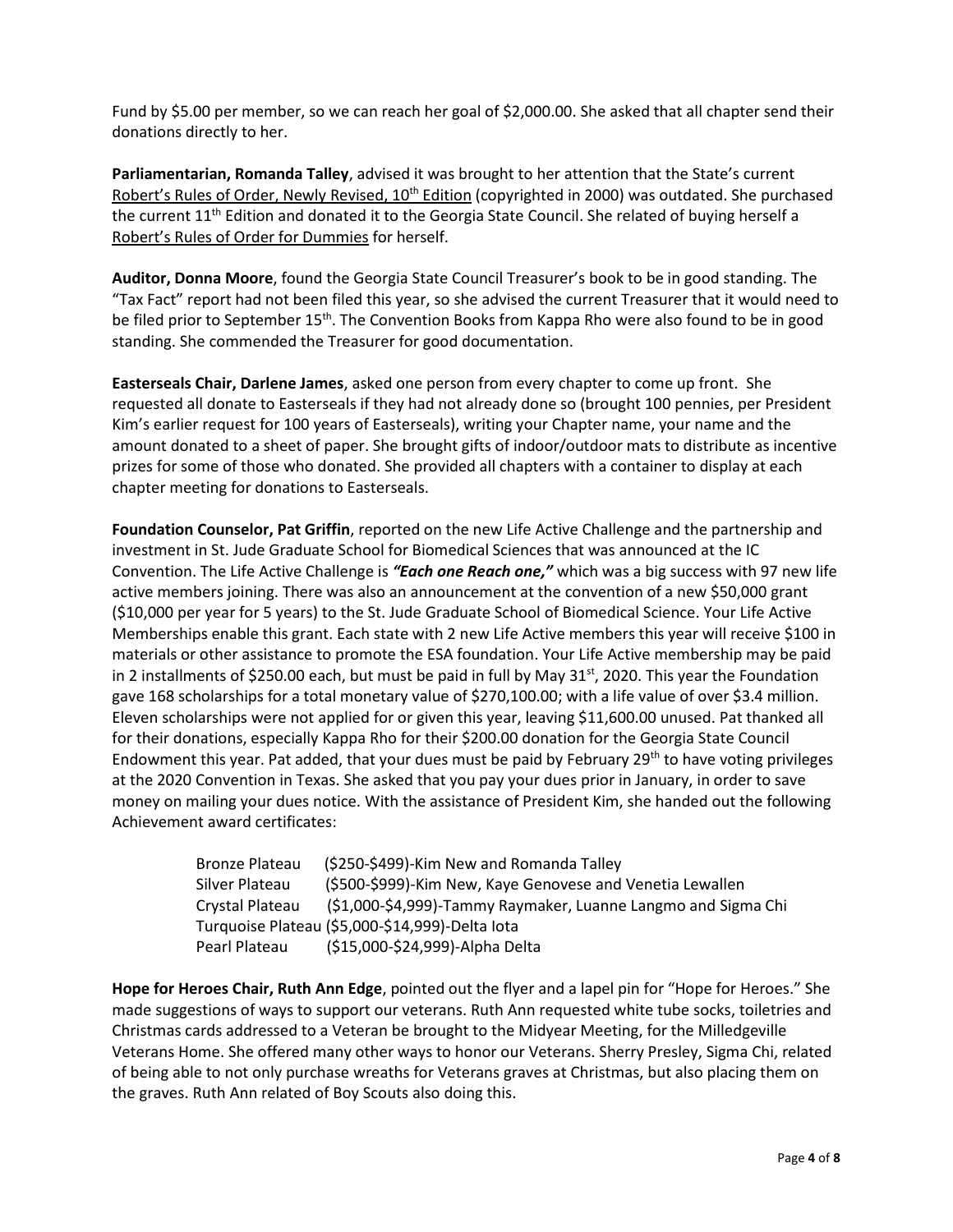Fund by $5.00 per member, so we can reach her goal of $2,000.00. She asked that all chapter send their donations directly to her.

**Parliamentarian, Romanda Talley**, advised it was brought to her attention that the State's current Robert's Rules of Order, Newly Revised, 10th Edition (copyrighted in 2000) was outdated. She purchased the current 11th Edition and donated it to the Georgia State Council. She related of buying herself a Robert's Rules of Order for Dummies for herself.

**Auditor, Donna Moore**, found the Georgia State Council Treasurer's book to be in good standing. The "Tax Fact" report had not been filed this year, so she advised the current Treasurer that it would need to be filed prior to September 15th. The Convention Books from Kappa Rho were also found to be in good standing. She commended the Treasurer for good documentation.

**Easterseals Chair, Darlene James**, asked one person from every chapter to come up front. She requested all donate to Easterseals if they had not already done so (brought 100 pennies, per President Kim's earlier request for 100 years of Easterseals), writing your Chapter name, your name and the amount donated to a sheet of paper. She brought gifts of indoor/outdoor mats to distribute as incentive prizes for some of those who donated. She provided all chapters with a container to display at each chapter meeting for donations to Easterseals.

**Foundation Counselor, Pat Griffin**, reported on the new Life Active Challenge and the partnership and investment in St. Jude Graduate School for Biomedical Sciences that was announced at the IC Convention. The Life Active Challenge is ***"Each one Reach one,"*** which was a big success with 97 new life active members joining. There was also an announcement at the convention of a new $50,000 grant ($10,000 per year for 5 years) to the St. Jude Graduate School of Biomedical Science. Your Life Active Memberships enable this grant. Each state with 2 new Life Active members this year will receive $100 in materials or other assistance to promote the ESA foundation. Your Life Active membership may be paid in 2 installments of $250.00 each, but must be paid in full by May 31st, 2020. This year the Foundation gave 168 scholarships for a total monetary value of $270,100.00; with a life value of over $3.4 million. Eleven scholarships were not applied for or given this year, leaving $11,600.00 unused. Pat thanked all for their donations, especially Kappa Rho for their $200.00 donation for the Georgia State Council Endowment this year. Pat added, that your dues must be paid by February 29th to have voting privileges at the 2020 Convention in Texas. She asked that you pay your dues prior in January, in order to save money on mailing your dues notice. With the assistance of President Kim, she handed out the following Achievement award certificates:

- Bronze Plateau ($250-$499)-Kim New and Romanda Talley
- Silver Plateau ($500-$999)-Kim New, Kaye Genovese and Venetia Lewallen
- Crystal Plateau ($1,000-$4,999)-Tammy Raymaker, Luanne Langmo and Sigma Chi
- Turquoise Plateau ($5,000-$14,999)-Delta Iota
- Pearl Plateau ($15,000-$24,999)-Alpha Delta

**Hope for Heroes Chair, Ruth Ann Edge**, pointed out the flyer and a lapel pin for "Hope for Heroes." She made suggestions of ways to support our veterans. Ruth Ann requested white tube socks, toiletries and Christmas cards addressed to a Veteran be brought to the Midyear Meeting, for the Milledgeville Veterans Home. She offered many other ways to honor our Veterans. Sherry Presley, Sigma Chi, related of being able to not only purchase wreaths for Veterans graves at Christmas, but also placing them on the graves. Ruth Ann related of Boy Scouts also doing this.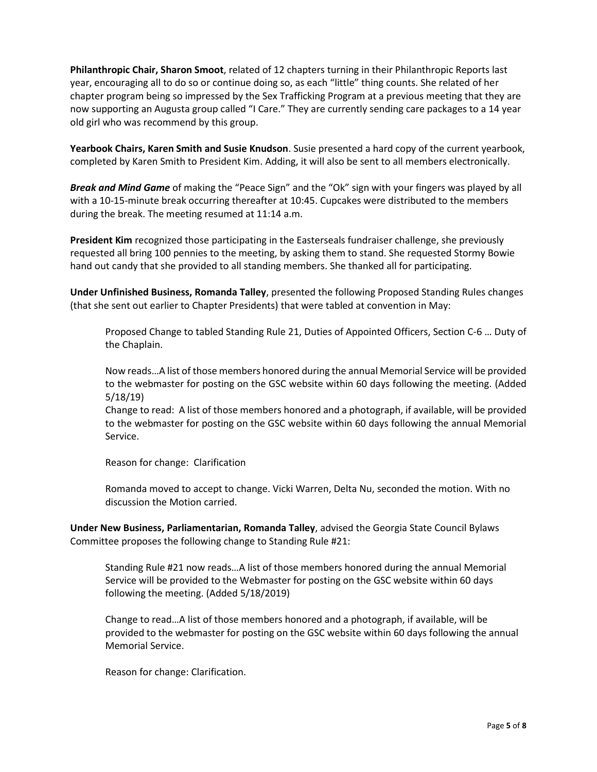**Philanthropic Chair, Sharon Smoot**, related of 12 chapters turning in their Philanthropic Reports last year, encouraging all to do so or continue doing so, as each "little" thing counts. She related of her chapter program being so impressed by the Sex Trafficking Program at a previous meeting that they are now supporting an Augusta group called "I Care." They are currently sending care packages to a 14 year old girl who was recommend by this group.

**Yearbook Chairs, Karen Smith and Susie Knudson**. Susie presented a hard copy of the current yearbook, completed by Karen Smith to President Kim. Adding, it will also be sent to all members electronically.

***Break and Mind Game*** of making the "Peace Sign" and the "Ok" sign with your fingers was played by all with a 10-15-minute break occurring thereafter at 10:45. Cupcakes were distributed to the members during the break. The meeting resumed at 11:14 a.m.

**President Kim** recognized those participating in the Easterseals fundraiser challenge, she previously requested all bring 100 pennies to the meeting, by asking them to stand. She requested Stormy Bowie hand out candy that she provided to all standing members. She thanked all for participating.

**Under Unfinished Business, Romanda Talley**, presented the following Proposed Standing Rules changes (that she sent out earlier to Chapter Presidents) that were tabled at convention in May:

> Proposed Change to tabled Standing Rule 21, Duties of Appointed Officers, Section C-6 … Duty of the Chaplain.
>
> Now reads…A list of those members honored during the annual Memorial Service will be provided to the webmaster for posting on the GSC website within 60 days following the meeting. (Added 5/18/19)
> Change to read: A list of those members honored and a photograph, if available, will be provided to the webmaster for posting on the GSC website within 60 days following the annual Memorial Service.
>
> Reason for change: Clarification
>
> Romanda moved to accept to change. Vicki Warren, Delta Nu, seconded the motion. With no discussion the Motion carried.

**Under New Business, Parliamentarian, Romanda Talley**, advised the Georgia State Council Bylaws Committee proposes the following change to Standing Rule #21:

> Standing Rule #21 now reads…A list of those members honored during the annual Memorial Service will be provided to the Webmaster for posting on the GSC website within 60 days following the meeting. (Added 5/18/2019)
>
> Change to read…A list of those members honored and a photograph, if available, will be provided to the webmaster for posting on the GSC website within 60 days following the annual Memorial Service.
>
> Reason for change: Clarification.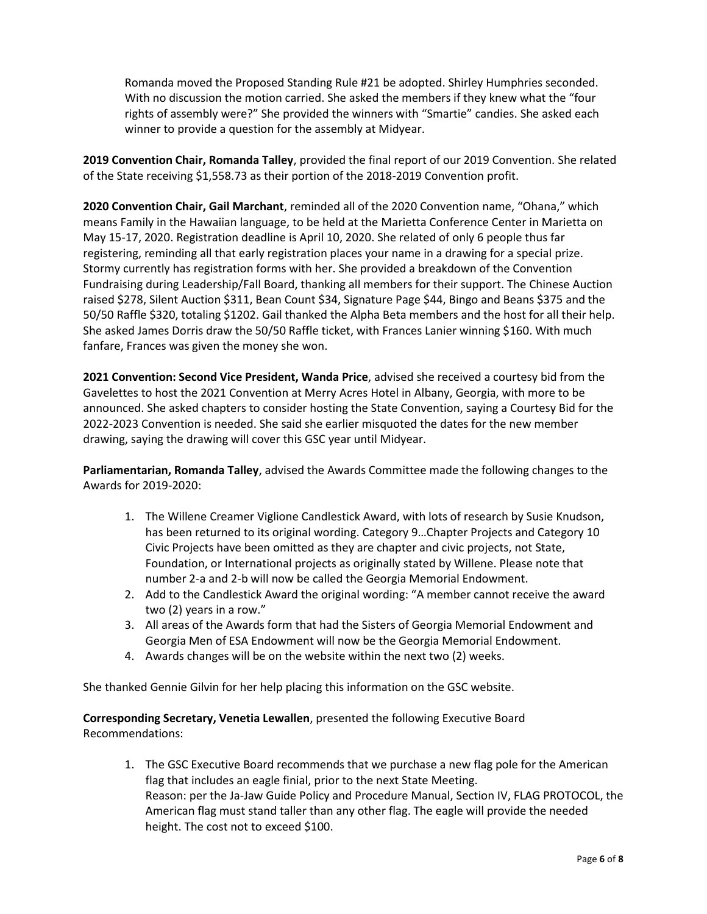Romanda moved the Proposed Standing Rule #21 be adopted. Shirley Humphries seconded. With no discussion the motion carried. She asked the members if they knew what the "four rights of assembly were?" She provided the winners with "Smartie" candies. She asked each winner to provide a question for the assembly at Midyear.

**2019 Convention Chair, Romanda Talley**, provided the final report of our 2019 Convention. She related of the State receiving $1,558.73 as their portion of the 2018-2019 Convention profit.

**2020 Convention Chair, Gail Marchant**, reminded all of the 2020 Convention name, "Ohana," which means Family in the Hawaiian language, to be held at the Marietta Conference Center in Marietta on May 15-17, 2020. Registration deadline is April 10, 2020. She related of only 6 people thus far registering, reminding all that early registration places your name in a drawing for a special prize. Stormy currently has registration forms with her. She provided a breakdown of the Convention Fundraising during Leadership/Fall Board, thanking all members for their support. The Chinese Auction raised $278, Silent Auction $311, Bean Count $34, Signature Page $44, Bingo and Beans $375 and the 50/50 Raffle $320, totaling $1202. Gail thanked the Alpha Beta members and the host for all their help. She asked James Dorris draw the 50/50 Raffle ticket, with Frances Lanier winning $160. With much fanfare, Frances was given the money she won.

**2021 Convention: Second Vice President, Wanda Price**, advised she received a courtesy bid from the Gavelettes to host the 2021 Convention at Merry Acres Hotel in Albany, Georgia, with more to be announced. She asked chapters to consider hosting the State Convention, saying a Courtesy Bid for the 2022-2023 Convention is needed. She said she earlier misquoted the dates for the new member drawing, saying the drawing will cover this GSC year until Midyear.

**Parliamentarian, Romanda Talley**, advised the Awards Committee made the following changes to the Awards for 2019-2020:

1. The Willene Creamer Viglione Candlestick Award, with lots of research by Susie Knudson, has been returned to its original wording. Category 9…Chapter Projects and Category 10 Civic Projects have been omitted as they are chapter and civic projects, not State, Foundation, or International projects as originally stated by Willene. Please note that number 2-a and 2-b will now be called the Georgia Memorial Endowment.
2. Add to the Candlestick Award the original wording: "A member cannot receive the award two (2) years in a row."
3. All areas of the Awards form that had the Sisters of Georgia Memorial Endowment and Georgia Men of ESA Endowment will now be the Georgia Memorial Endowment.
4. Awards changes will be on the website within the next two (2) weeks.

She thanked Gennie Gilvin for her help placing this information on the GSC website.

**Corresponding Secretary, Venetia Lewallen**, presented the following Executive Board Recommendations:

1. The GSC Executive Board recommends that we purchase a new flag pole for the American flag that includes an eagle finial, prior to the next State Meeting.
   Reason: per the Ja-Jaw Guide Policy and Procedure Manual, Section IV, FLAG PROTOCOL, the American flag must stand taller than any other flag. The eagle will provide the needed height. The cost not to exceed $100.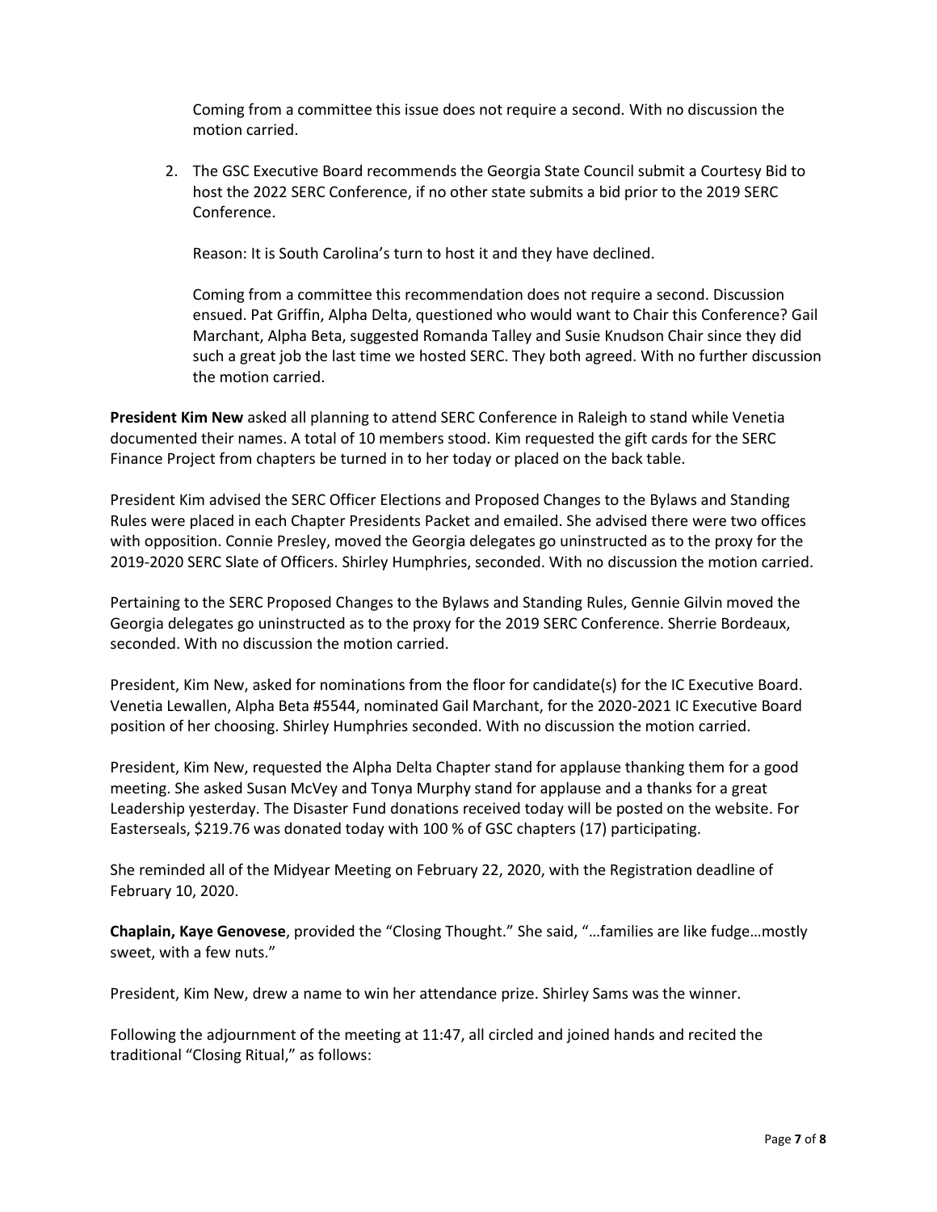Coming from a committee this issue does not require a second. With no discussion the motion carried.

2. The GSC Executive Board recommends the Georgia State Council submit a Courtesy Bid to host the 2022 SERC Conference, if no other state submits a bid prior to the 2019 SERC Conference.

   Reason: It is South Carolina's turn to host it and they have declined.

   Coming from a committee this recommendation does not require a second. Discussion ensued. Pat Griffin, Alpha Delta, questioned who would want to Chair this Conference? Gail Marchant, Alpha Beta, suggested Romanda Talley and Susie Knudson Chair since they did such a great job the last time we hosted SERC. They both agreed. With no further discussion the motion carried.

**President Kim New** asked all planning to attend SERC Conference in Raleigh to stand while Venetia documented their names. A total of 10 members stood. Kim requested the gift cards for the SERC Finance Project from chapters be turned in to her today or placed on the back table.

President Kim advised the SERC Officer Elections and Proposed Changes to the Bylaws and Standing Rules were placed in each Chapter Presidents Packet and emailed. She advised there were two offices with opposition. Connie Presley, moved the Georgia delegates go uninstructed as to the proxy for the 2019-2020 SERC Slate of Officers. Shirley Humphries, seconded. With no discussion the motion carried.

Pertaining to the SERC Proposed Changes to the Bylaws and Standing Rules, Gennie Gilvin moved the Georgia delegates go uninstructed as to the proxy for the 2019 SERC Conference. Sherrie Bordeaux, seconded. With no discussion the motion carried.

President, Kim New, asked for nominations from the floor for candidate(s) for the IC Executive Board. Venetia Lewallen, Alpha Beta #5544, nominated Gail Marchant, for the 2020-2021 IC Executive Board position of her choosing. Shirley Humphries seconded. With no discussion the motion carried.

President, Kim New, requested the Alpha Delta Chapter stand for applause thanking them for a good meeting. She asked Susan McVey and Tonya Murphy stand for applause and a thanks for a great Leadership yesterday. The Disaster Fund donations received today will be posted on the website. For Easterseals, $219.76 was donated today with 100 % of GSC chapters (17) participating.

She reminded all of the Midyear Meeting on February 22, 2020, with the Registration deadline of February 10, 2020.

**Chaplain, Kaye Genovese**, provided the "Closing Thought." She said, "…families are like fudge…mostly sweet, with a few nuts."

President, Kim New, drew a name to win her attendance prize. Shirley Sams was the winner.

Following the adjournment of the meeting at 11:47, all circled and joined hands and recited the traditional "Closing Ritual," as follows: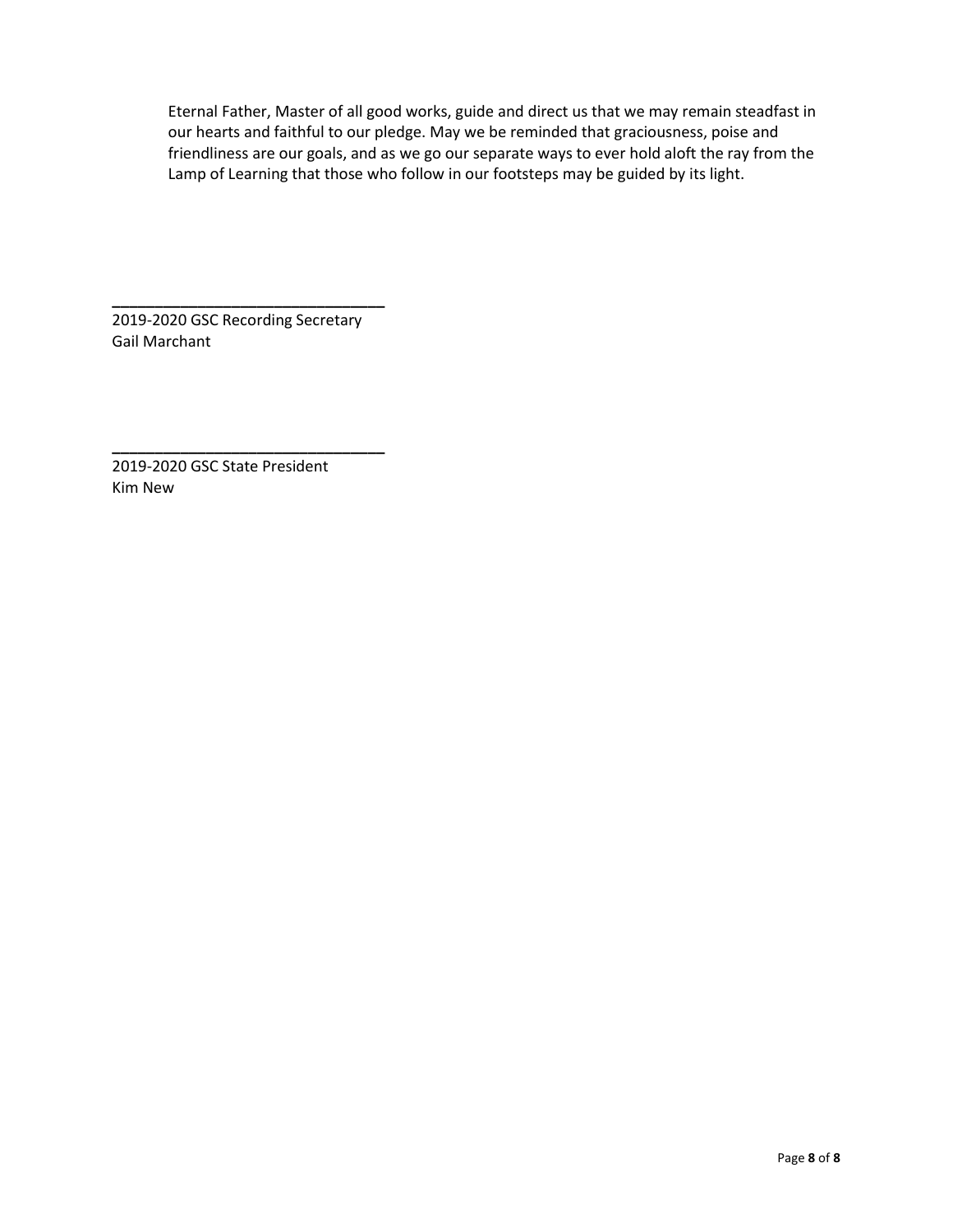Eternal Father, Master of all good works, guide and direct us that we may remain steadfast in our hearts and faithful to our pledge. May we be reminded that graciousness, poise and friendliness are our goals, and as we go our separate ways to ever hold aloft the ray from the Lamp of Learning that those who follow in our footsteps may be guided by its light.

______________________________
2019-2020 GSC Recording Secretary
Gail Marchant

______________________________
2019-2020 GSC State President
Kim New